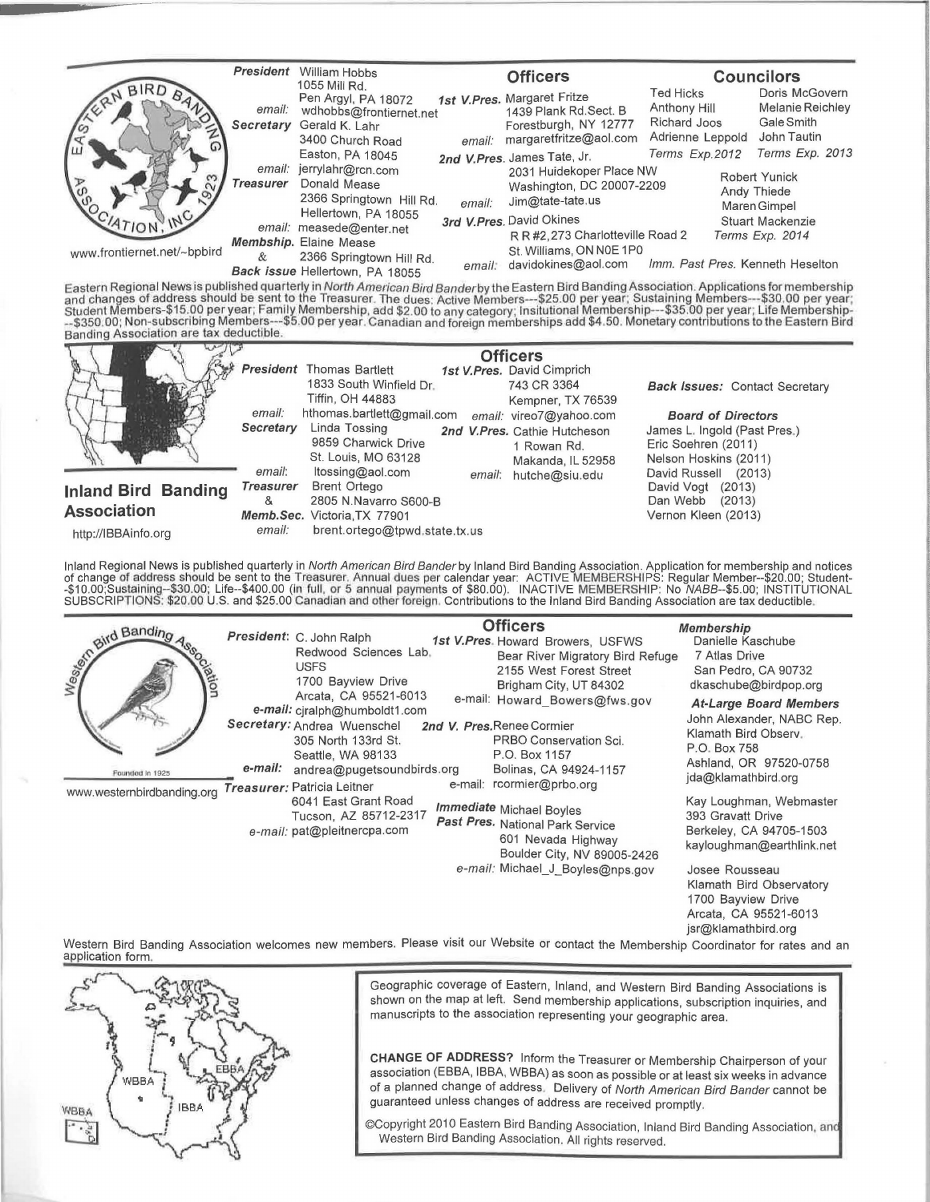## Eastern Bird Banding Association

www.frontiernet.net/~bpbird

**President** William Hobbs
1055 Mill Rd.
Pen Argyl, PA 18072
*email:* wdhobbs@frontiernet.net

**Secretary** Gerald K. Lahr
3400 Church Road
Easton, PA 18045
*email:* jerrylahr@rcn.com

**Treasurer** Donald Mease
2366 Springtown Hill Rd.
Hellertown, PA 18055
*email:* measede@enter.net

**Membship. & Back issue** Elaine Mease
2366 Springtown Hill Rd.
Hellertown, PA 18055

### Officers

**1st V.Pres.** Margaret Fritze
1439 Plank Rd.Sect. B
Forestburgh, NY 12777
*email:* margaretfritze@aol.com

**2nd V.Pres.** James Tate, Jr.
2031 Huidekoper Place NW
Washington, DC 20007-2209
*email:* Jim@tate-tate.us

**3rd V.Pres.** David Okines
R R #2,273 Charlotteville Road 2
St. Williams, ON N0E 1P0
*email:* davidokines@aol.com

### Councilors

Ted Hicks, Anthony Hill, Richard Joos, Adrienne Leppold — *Terms Exp.2012*

Doris McGovern, Melanie Reichley, Gale Smith, John Tautin — *Terms Exp. 2013*

Robert Yunick, Andy Thiede, Maren Gimpel, Stuart Mackenzie — *Terms Exp. 2014*

*Imm. Past Pres.* Kenneth Heselton

Eastern Regional News is published quarterly in *North American Bird Bander* by the Eastern Bird Banding Association. Applications for membership and changes of address should be sent to the Treasurer. The dues: Active Members---$25.00 per year; Sustaining Members---$30.00 per year; Student Members-$15.00 per year; Family Membership, add $2.00 to any category; Insitutional Membership---$35.00 per year; Life Membership---$350.00; Non-subscribing Members---$5.00 per year. Canadian and foreign memberships add $4.50. Monetary contributions to the Eastern Bird Banding Association are tax deductible.

## Inland Bird Banding Association

http://IBBAinfo.org

**President** Thomas Bartlett
1833 South Winfield Dr.
Tiffin, OH 44883
*email:* hthomas.bartlett@gmail.com

**Secretary** Linda Tossing
9859 Charwick Drive
St. Louis, MO 63128
*email:* ltossing@aol.com

**Treasurer & Memb.Sec.** Brent Ortego
2805 N.Navarro S600-B
Victoria,TX 77901
*email:* brent.ortego@tpwd.state.tx.us

### Officers

**1st V.Pres.** David Cimprich
743 CR 3364
Kempner, TX 76539
*email:* vireo7@yahoo.com

**2nd V.Pres.** Cathie Hutcheson
1 Rowan Rd.
Makanda, IL 52958
*email:* hutche@siu.edu

***Back Issues:*** Contact Secretary

***Board of Directors***
James L. Ingold (Past Pres.)
Eric Soehren (2011)
Nelson Hoskins (2011)
David Russell (2013)
David Vogt (2013)
Dan Webb (2013)
Vernon Kleen (2013)

Inland Regional News is published quarterly in *North American Bird Bander* by Inland Bird Banding Association. Application for membership and notices of change of address should be sent to the Treasurer. Annual dues per calendar year: ACTIVE MEMBERSHIPS: Regular Member--$20.00; Student--$10.00;Sustaining--$30.00; Life--$400.00 (in full, or 5 annual payments of $80.00). INACTIVE MEMBERSHIP: No *NABB*--$5.00; INSTITUTIONAL SUBSCRIPTIONS: $20.00 U.S. and $25.00 Canadian and other foreign. Contributions to the Inland Bird Banding Association are tax deductible.

## Western Bird Banding Association

Founded in 1925

www.westernbirdbanding.org

**President:** C. John Ralph
Redwood Sciences Lab.
USFS
1700 Bayview Drive
Arcata, CA 95521-6013
*e-mail:* cjralph@humboldt1.com

**Secretary:** Andrea Wuenschel
305 North 133rd St.
Seattle, WA 98133
*e-mail:* andrea@pugetsoundbirds.org

**Treasurer:** Patricia Leitner
6041 East Grant Road
Tucson, AZ 85712-2317
*e-mail:* pat@pleitnercpa.com

### Officers

**1st V.Pres.** Howard Browers, USFWS
Bear River Migratory Bird Refuge
2155 West Forest Street
Brigham City, UT 84302
e-mail: Howard_Bowers@fws.gov

**2nd V. Pres.** Renee Cormier
PRBO Conservation Sci.
P.O. Box 1157
Bolinas, CA 94924-1157
e-mail: rcormier@prbo.org

**Immediate Past Pres.** Michael Boyles
National Park Service
601 Nevada Highway
Boulder City, NV 89005-2426
*e-mail:* Michael_J_Boyles@nps.gov

***Membership***
Danielle Kaschube
7 Atlas Drive
San Pedro, CA 90732
dkaschube@birdpop.org

***At-Large Board Members***

John Alexander, NABC Rep.
Klamath Bird Observ.
P.O. Box 758
Ashland, OR 97520-0758
jda@klamathbird.org

Kay Loughman, Webmaster
393 Gravatt Drive
Berkeley, CA 94705-1503
kayloughman@earthlink.net

Josee Rousseau
Klamath Bird Observatory
1700 Bayview Drive
Arcata, CA 95521-6013
jsr@klamathbird.org

Western Bird Banding Association welcomes new members. Please visit our Website or contact the Membership Coordinator for rates and an application form.

---

Geographic coverage of Eastern, Inland, and Western Bird Banding Associations is shown on the map at left. Send membership applications, subscription inquiries, and manuscripts to the association representing your geographic area.

**CHANGE OF ADDRESS?** Inform the Treasurer or Membership Chairperson of your association (EBBA, IBBA, WBBA) as soon as possible or at least six weeks in advance of a planned change of address. Delivery of *North American Bird Bander* cannot be guaranteed unless changes of address are received promptly.

©Copyright 2010 Eastern Bird Banding Association, Inland Bird Banding Association, and Western Bird Banding Association. All rights reserved.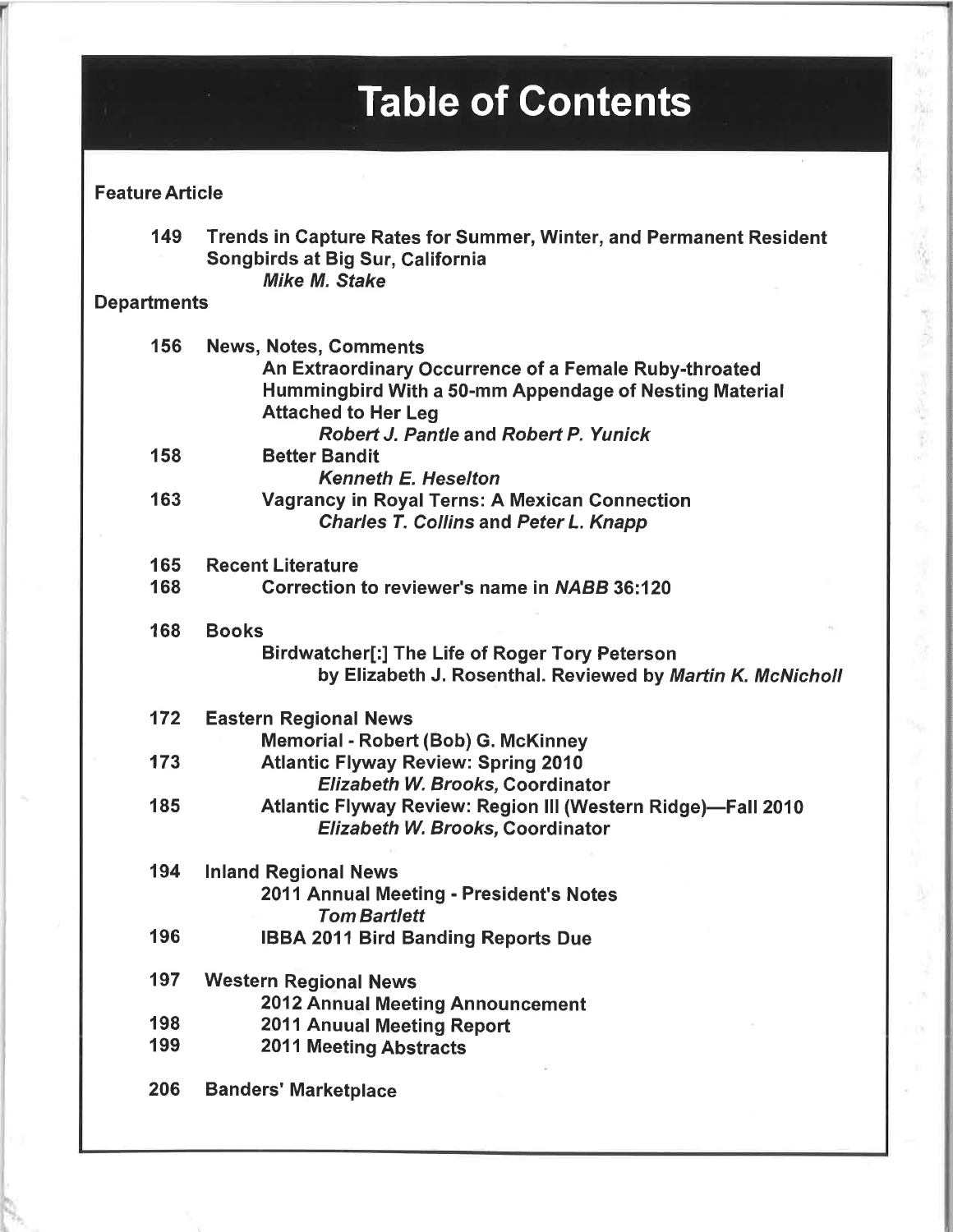# Table of Contents

**Feature Article**

149 **Trends in Capture Rates for Summer, Winter, and Permanent Resident Songbirds at Big Sur, California**
*Mike M. Stake*

**Departments**

156 **News, Notes, Comments**
**An Extraordinary Occurrence of a Female Ruby-throated Hummingbird With a 50-mm Appendage of Nesting Material Attached to Her Leg**
*Robert J. Pantle* and *Robert P. Yunick*

158 **Better Bandit**
*Kenneth E. Heselton*

163 **Vagrancy in Royal Terns: A Mexican Connection**
*Charles T. Collins* and *Peter L. Knapp*

165 **Recent Literature**

168 **Correction to reviewer's name in *NABB* 36:120**

168 **Books**
**Birdwatcher[:] The Life of Roger Tory Peterson**
**by Elizabeth J. Rosenthal. Reviewed by *Martin K. McNicholl***

172 **Eastern Regional News**
**Memorial - Robert (Bob) G. McKinney**

173 **Atlantic Flyway Review: Spring 2010**
*Elizabeth W. Brooks,* **Coordinator**

185 **Atlantic Flyway Review: Region III (Western Ridge)—Fall 2010**
*Elizabeth W. Brooks,* **Coordinator**

194 **Inland Regional News**
**2011 Annual Meeting - President's Notes**
*Tom Bartlett*

196 **IBBA 2011 Bird Banding Reports Due**

197 **Western Regional News**
**2012 Annual Meeting Announcement**

198 **2011 Anuual Meeting Report**

199 **2011 Meeting Abstracts**

206 **Banders' Marketplace**